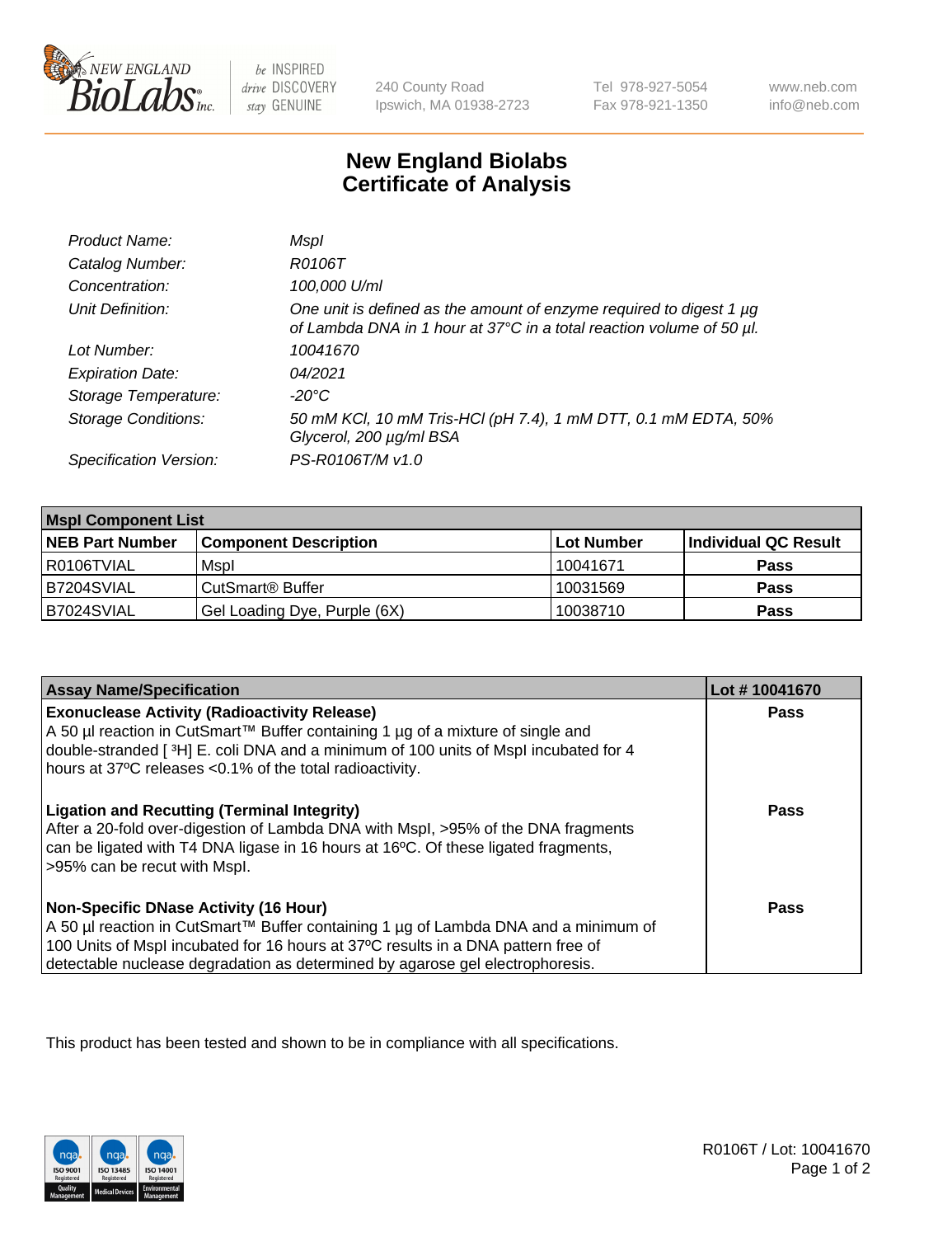# New England Biolabs Certificate of Analysis

| | |
|---|---|
| *Product Name:* | *MspI* |
| *Catalog Number:* | *R0106T* |
| *Concentration:* | *100,000 U/ml* |
| *Unit Definition:* | *One unit is defined as the amount of enzyme required to digest 1 µg of Lambda DNA in 1 hour at 37°C in a total reaction volume of 50 µl.* |
| *Lot Number:* | *10041670* |
| *Expiration Date:* | *04/2021* |
| *Storage Temperature:* | *-20°C* |
| *Storage Conditions:* | *50 mM KCl, 10 mM Tris-HCl (pH 7.4), 1 mM DTT, 0.1 mM EDTA, 50% Glycerol, 200 µg/ml BSA* |
| *Specification Version:* | *PS-R0106T/M v1.0* |

| **MspI Component List** | | | |
|---|---|---|---|
| **NEB Part Number** | **Component Description** | **Lot Number** | **Individual QC Result** |
| R0106TVIAL | MspI | 10041671 | **Pass** |
| B7204SVIAL | CutSmart® Buffer | 10031569 | **Pass** |
| B7024SVIAL | Gel Loading Dye, Purple (6X) | 10038710 | **Pass** |

| **Assay Name/Specification** | **Lot # 10041670** |
|---|---|
| **Exonuclease Activity (Radioactivity Release)** A 50 µl reaction in CutSmart™ Buffer containing 1 µg of a mixture of single and double-stranded [ $^3$H] E. coli DNA and a minimum of 100 units of MspI incubated for 4 hours at 37ºC releases <0.1% of the total radioactivity. | **Pass** |
| **Ligation and Recutting (Terminal Integrity)** After a 20-fold over-digestion of Lambda DNA with MspI, >95% of the DNA fragments can be ligated with T4 DNA ligase in 16 hours at 16ºC. Of these ligated fragments, >95% can be recut with MspI. | **Pass** |
| **Non-Specific DNase Activity (16 Hour)** A 50 µl reaction in CutSmart™ Buffer containing 1 µg of Lambda DNA and a minimum of 100 Units of MspI incubated for 16 hours at 37ºC results in a DNA pattern free of detectable nuclease degradation as determined by agarose gel electrophoresis. | **Pass** |

This product has been tested and shown to be in compliance with all specifications.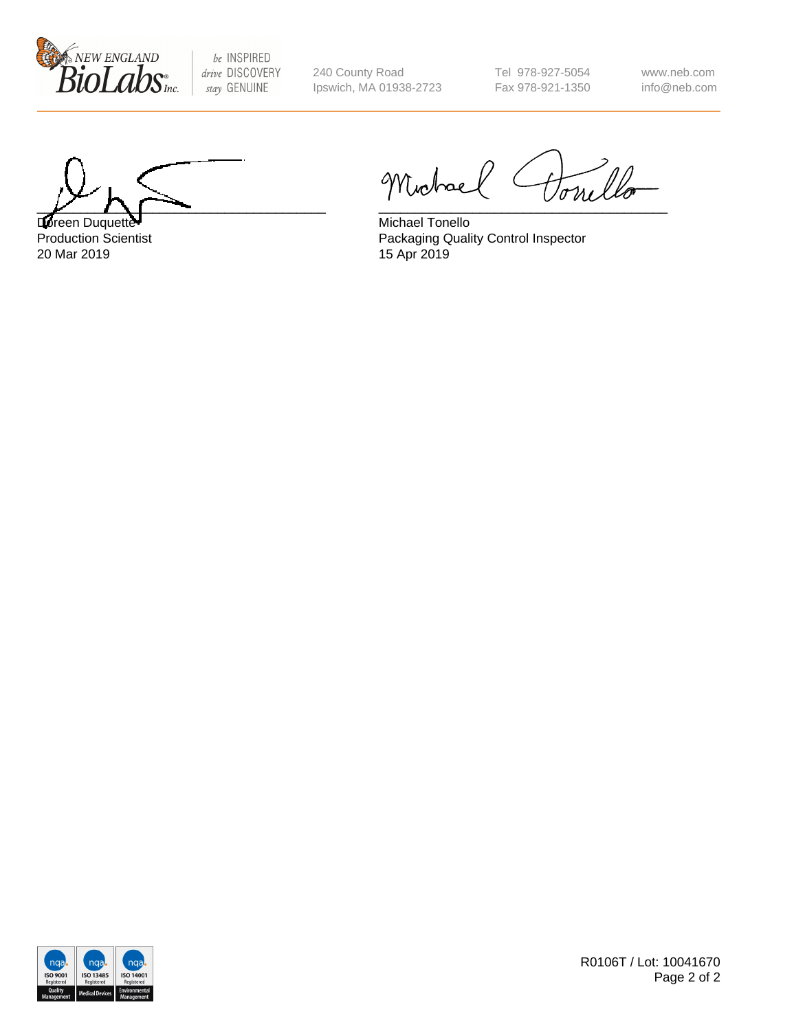Doreen Duquette
Production Scientist
20 Mar 2019

Michael Tonello
Packaging Quality Control Inspector
15 Apr 2019

R0106T / Lot: 10041670